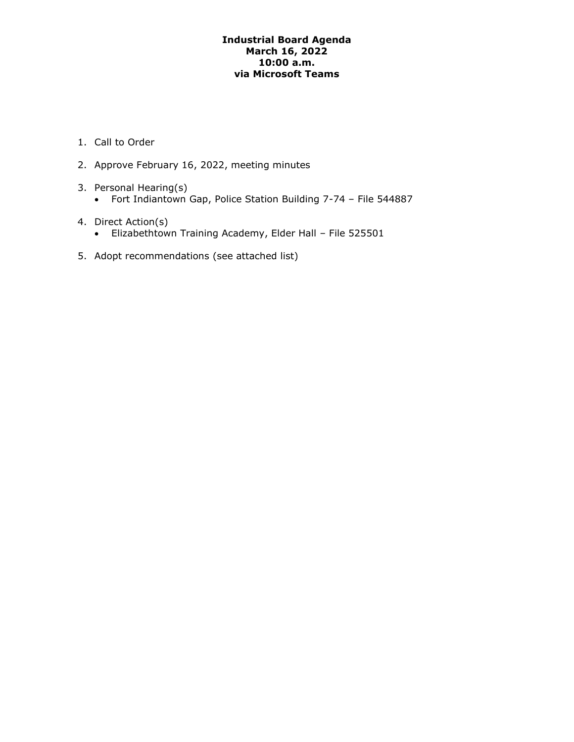# Industrial Board Agenda
## March 16, 2022
## 10:00 a.m.
## via Microsoft Teams

1. Call to Order
2. Approve February 16, 2022, meeting minutes
3. Personal Hearing(s)
   - Fort Indiantown Gap, Police Station Building 7-74 – File 544887
4. Direct Action(s)
   - Elizabethtown Training Academy, Elder Hall – File 525501
5. Adopt recommendations (see attached list)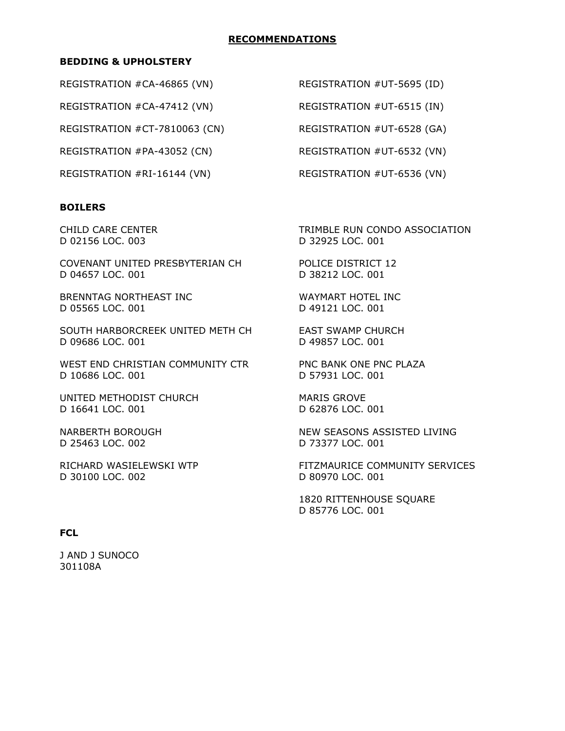## RECOMMENDATIONS

### BEDDING & UPHOLSTERY

REGISTRATION #CA-46865 (VN)

REGISTRATION #CA-47412 (VN)

REGISTRATION #CT-7810063 (CN)

REGISTRATION #PA-43052 (CN)

REGISTRATION #RI-16144 (VN)

REGISTRATION #UT-5695 (ID)

REGISTRATION #UT-6515 (IN)

REGISTRATION #UT-6528 (GA)

REGISTRATION #UT-6532 (VN)

REGISTRATION #UT-6536 (VN)

### BOILERS

CHILD CARE CENTER
D 02156 LOC. 003

COVENANT UNITED PRESBYTERIAN CH
D 04657 LOC. 001

BRENNTAG NORTHEAST INC
D 05565 LOC. 001

SOUTH HARBORCREEK UNITED METH CH
D 09686 LOC. 001

WEST END CHRISTIAN COMMUNITY CTR
D 10686 LOC. 001

UNITED METHODIST CHURCH
D 16641 LOC. 001

NARBERTH BOROUGH
D 25463 LOC. 002

RICHARD WASIELEWSKI WTP
D 30100 LOC. 002

TRIMBLE RUN CONDO ASSOCIATION
D 32925 LOC. 001

POLICE DISTRICT 12
D 38212 LOC. 001

WAYMART HOTEL INC
D 49121 LOC. 001

EAST SWAMP CHURCH
D 49857 LOC. 001

PNC BANK ONE PNC PLAZA
D 57931 LOC. 001

MARIS GROVE
D 62876 LOC. 001

NEW SEASONS ASSISTED LIVING
D 73377 LOC. 001

FITZMAURICE COMMUNITY SERVICES
D 80970 LOC. 001

1820 RITTENHOUSE SQUARE
D 85776 LOC. 001

### FCL

J AND J SUNOCO
301108A